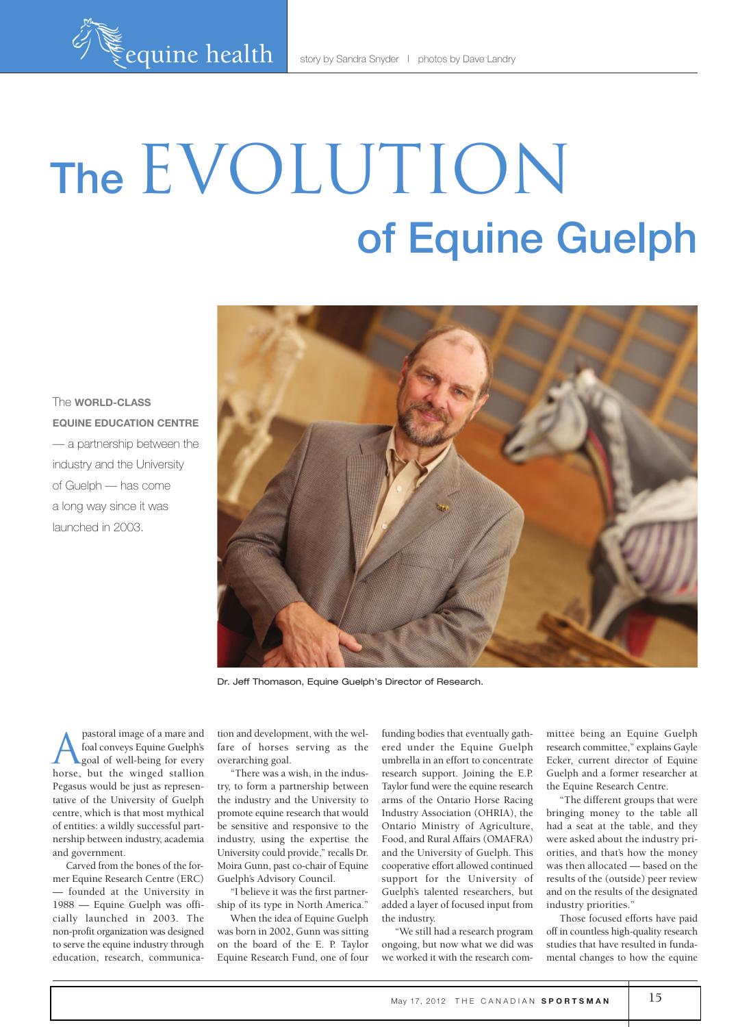equine health

story by Sandra Snyder | photos by Dave Landry

# The EVOLUTION of Equine Guelph

The **WORLD-CLASS EQUINE EDUCATION CENTRE** — a partnership between the industry and the University of Guelph — has come a long way since it was launched in 2003.

Dr. Jeff Thomason, Equine Guelph's Director of Research.

A pastoral image of a mare and foal conveys Equine Guelph's goal of well-being for every horse, but the winged stallion Pegasus would be just as representative of the University of Guelph centre, which is that most mythical of entities: a wildly successful partnership between industry, academia and government.

Carved from the bones of the former Equine Research Centre (ERC) — founded at the University in 1988 — Equine Guelph was officially launched in 2003. The non-profit organization was designed to serve the equine industry through education, research, communication and development, with the welfare of horses serving as the overarching goal.

"There was a wish, in the industry, to form a partnership between the industry and the University to promote equine research that would be sensitive and responsive to the industry, using the expertise the University could provide," recalls Dr. Moira Gunn, past co-chair of Equine Guelph's Advisory Council.

"I believe it was the first partnership of its type in North America."

When the idea of Equine Guelph was born in 2002, Gunn was sitting on the board of the E. P. Taylor Equine Research Fund, one of four funding bodies that eventually gathered under the Equine Guelph umbrella in an effort to concentrate research support. Joining the E.P. Taylor fund were the equine research arms of the Ontario Horse Racing Industry Association (OHRIA), the Ontario Ministry of Agriculture, Food, and Rural Affairs (OMAFRA) and the University of Guelph. This cooperative effort allowed continued support for the University of Guelph's talented researchers, but added a layer of focused input from the industry.

"We still had a research program ongoing, but now what we did was we worked it with the research committee being an Equine Guelph research committee," explains Gayle Ecker, current director of Equine Guelph and a former researcher at the Equine Research Centre.

"The different groups that were bringing money to the table all had a seat at the table, and they were asked about the industry priorities, and that's how the money was then allocated — based on the results of the (outside) peer review and on the results of the designated industry priorities."

Those focused efforts have paid off in countless high-quality research studies that have resulted in fundamental changes to how the equine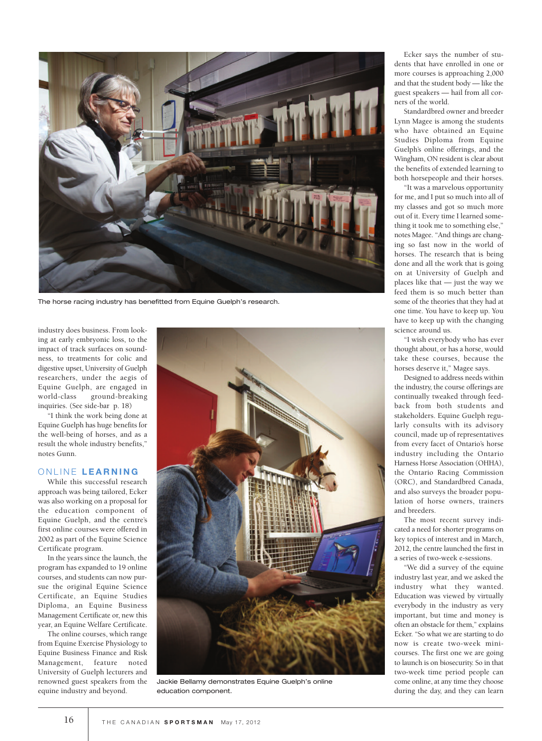The horse racing industry has benefitted from Equine Guelph's research.

industry does business. From looking at early embryonic loss, to the impact of track surfaces on soundness, to treatments for colic and digestive upset, University of Guelph researchers, under the aegis of Equine Guelph, are engaged in world-class ground-breaking inquiries. (See side-bar p. 18)

"I think the work being done at Equine Guelph has huge benefits for the well-being of horses, and as a result the whole industry benefits," notes Gunn.

## ONLINE **LEARNING**

While this successful research approach was being tailored, Ecker was also working on a proposal for the education component of Equine Guelph, and the centre's first online courses were offered in 2002 as part of the Equine Science Certificate program.

In the years since the launch, the program has expanded to 19 online courses, and students can now pursue the original Equine Science Certificate, an Equine Studies Diploma, an Equine Business Management Certificate or, new this year, an Equine Welfare Certificate.

The online courses, which range from Equine Exercise Physiology to Equine Business Finance and Risk Management, feature noted University of Guelph lecturers and renowned guest speakers from the equine industry and beyond.

Jackie Bellamy demonstrates Equine Guelph's online education component.

Ecker says the number of students that have enrolled in one or more courses is approaching 2,000 and that the student body — like the guest speakers — hail from all corners of the world.

Standardbred owner and breeder Lynn Magee is among the students who have obtained an Equine Studies Diploma from Equine Guelph's online offerings, and the Wingham, ON resident is clear about the benefits of extended learning to both horsepeople and their horses.

"It was a marvelous opportunity for me, and I put so much into all of my classes and got so much more out of it. Every time I learned something it took me to something else," notes Magee. "And things are changing so fast now in the world of horses. The research that is being done and all the work that is going on at University of Guelph and places like that — just the way we feed them is so much better than some of the theories that they had at one time. You have to keep up. You have to keep up with the changing science around us.

"I wish everybody who has ever thought about, or has a horse, would take these courses, because the horses deserve it," Magee says.

Designed to address needs within the industry, the course offerings are continually tweaked through feedback from both students and stakeholders. Equine Guelph regularly consults with its advisory council, made up of representatives from every facet of Ontario's horse industry including the Ontario Harness Horse Association (OHHA), the Ontario Racing Commission (ORC), and Standardbred Canada, and also surveys the broader population of horse owners, trainers and breeders.

The most recent survey indicated a need for shorter programs on key topics of interest and in March, 2012, the centre launched the first in a series of two-week e-sessions.

"We did a survey of the equine industry last year, and we asked the industry what they wanted. Education was viewed by virtually everybody in the industry as very important, but time and money is often an obstacle for them," explains Ecker. "So what we are starting to do now is create two-week mini-courses. The first one we are going to launch is on biosecurity. So in that two-week time period people can come online, at any time they choose during the day, and they can learn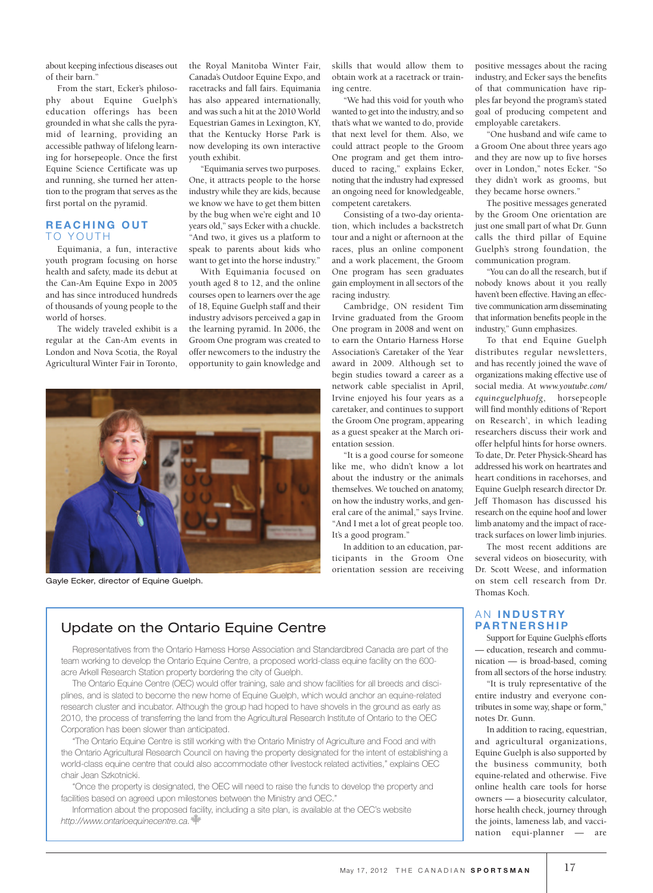about keeping infectious diseases out of their barn."

From the start, Ecker's philosophy about Equine Guelph's education offerings has been grounded in what she calls the pyramid of learning, providing an accessible pathway of lifelong learning for horsepeople. Once the first Equine Science Certificate was up and running, she turned her attention to the program that serves as the first portal on the pyramid.

## REACHING OUT TO YOUTH

Equimania, a fun, interactive youth program focusing on horse health and safety, made its debut at the Can-Am Equine Expo in 2005 and has since introduced hundreds of thousands of young people to the world of horses.

The widely traveled exhibit is a regular at the Can-Am events in London and Nova Scotia, the Royal Agricultural Winter Fair in Toronto, the Royal Manitoba Winter Fair, Canada's Outdoor Equine Expo, and racetracks and fall fairs. Equimania has also appeared internationally, and was such a hit at the 2010 World Equestrian Games in Lexington, KY, that the Kentucky Horse Park is now developing its own interactive youth exhibit.

"Equimania serves two purposes. One, it attracts people to the horse industry while they are kids, because we know we have to get them bitten by the bug when we're eight and 10 years old," says Ecker with a chuckle. "And two, it gives us a platform to speak to parents about kids who want to get into the horse industry."

With Equimania focused on youth aged 8 to 12, and the online courses open to learners over the age of 18, Equine Guelph staff and their industry advisors perceived a gap in the learning pyramid. In 2006, the Groom One program was created to offer newcomers to the industry the opportunity to gain knowledge and skills that would allow them to obtain work at a racetrack or training centre.

"We had this void for youth who wanted to get into the industry, and so that's what we wanted to do, provide that next level for them. Also, we could attract people to the Groom One program and get them introduced to racing," explains Ecker, noting that the industry had expressed an ongoing need for knowledgeable, competent caretakers.

Consisting of a two-day orientation, which includes a backstretch tour and a night or afternoon at the races, plus an online component and a work placement, the Groom One program has seen graduates gain employment in all sectors of the racing industry.

Cambridge, ON resident Tim Irvine graduated from the Groom One program in 2008 and went on to earn the Ontario Harness Horse Association's Caretaker of the Year award in 2009. Although set to begin studies toward a career as a network cable specialist in April, Irvine enjoyed his four years as a caretaker, and continues to support the Groom One program, appearing as a guest speaker at the March orientation session.

"It is a good course for someone like me, who didn't know a lot about the industry or the animals themselves. We touched on anatomy, on how the industry works, and general care of the animal," says Irvine. "And I met a lot of great people too. It's a good program."

In addition to an education, participants in the Groom One orientation session are receiving positive messages about the racing industry, and Ecker says the benefits of that communication have ripples far beyond the program's stated goal of producing competent and employable caretakers.

"One husband and wife came to a Groom One about three years ago and they are now up to five horses over in London," notes Ecker. "So they didn't work as grooms, but they became horse owners."

The positive messages generated by the Groom One orientation are just one small part of what Dr. Gunn calls the third pillar of Equine Guelph's strong foundation, the communication program.

"You can do all the research, but if nobody knows about it you really haven't been effective. Having an effective communication arm disseminating that information benefits people in the industry," Gunn emphasizes.

To that end Equine Guelph distributes regular newsletters, and has recently joined the wave of organizations making effective use of social media. At *www.youtube.com/equineguelphuofg*, horsepeople will find monthly editions of 'Report on Research', in which leading researchers discuss their work and offer helpful hints for horse owners. To date, Dr. Peter Physick-Sheard has addressed his work on heartrates and heart conditions in racehorses, and Equine Guelph research director Dr. Jeff Thomason has discussed his research on the equine hoof and lower limb anatomy and the impact of racetrack surfaces on lower limb injuries.

The most recent additions are several videos on biosecurity, with Dr. Scott Weese, and information on stem cell research from Dr. Thomas Koch.

## AN INDUSTRY PARTNERSHIP

Support for Equine Guelph's efforts — education, research and communication — is broad-based, coming from all sectors of the horse industry.

"It is truly representative of the entire industry and everyone contributes in some way, shape or form," notes Dr. Gunn.

In addition to racing, equestrian, and agricultural organizations, Equine Guelph is also supported by the business community, both equine-related and otherwise. Five online health care tools for horse owners — a biosecurity calculator, horse health check, journey through the joints, lameness lab, and vaccination equi-planner — are

Gayle Ecker, director of Equine Guelph.

## Update on the Ontario Equine Centre

Representatives from the Ontario Harness Horse Association and Standardbred Canada are part of the team working to develop the Ontario Equine Centre, a proposed world-class equine facility on the 600-acre Arkell Research Station property bordering the city of Guelph.

The Ontario Equine Centre (OEC) would offer training, sale and show facilities for all breeds and disciplines, and is slated to become the new home of Equine Guelph, which would anchor an equine-related research cluster and incubator. Although the group had hoped to have shovels in the ground as early as 2010, the process of transferring the land from the Agricultural Research Institute of Ontario to the OEC Corporation has been slower than anticipated.

"The Ontario Equine Centre is still working with the Ontario Ministry of Agriculture and Food and with the Ontario Agricultural Research Council on having the property designated for the intent of establishing a world-class equine centre that could also accommodate other livestock related activities," explains OEC chair Jean Szkotnicki.

"Once the property is designated, the OEC will need to raise the funds to develop the property and facilities based on agreed upon milestones between the Ministry and OEC."

Information about the proposed facility, including a site plan, is available at the OEC's website *http://www.ontarioequinecentre.ca*.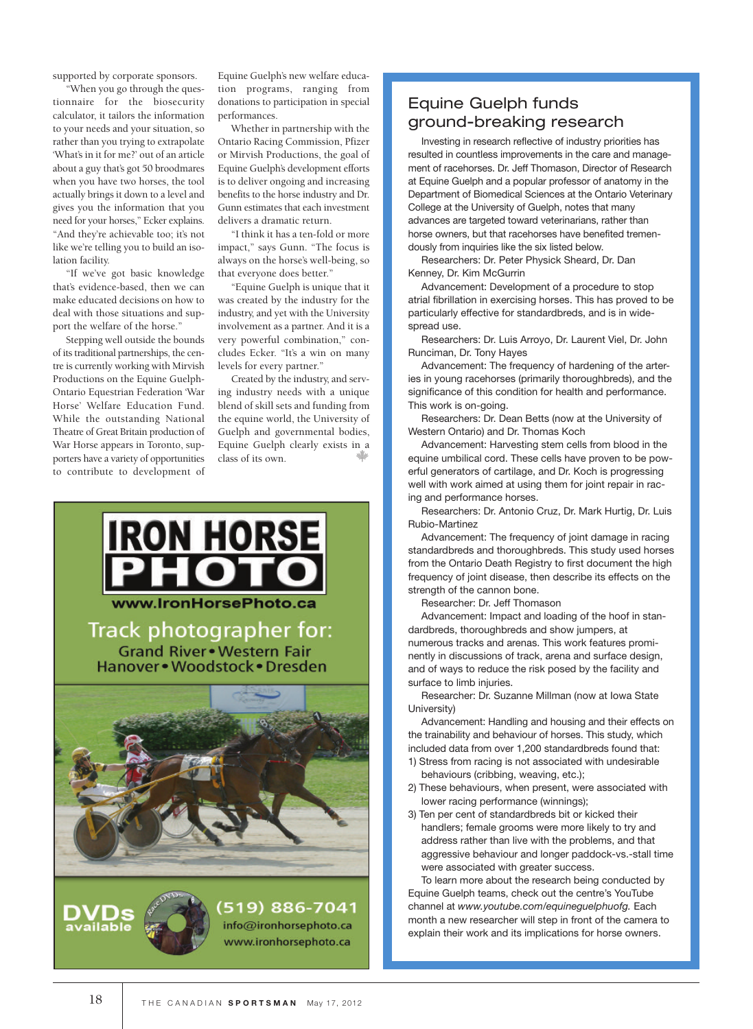supported by corporate sponsors.

"When you go through the questionnaire for the biosecurity calculator, it tailors the information to your needs and your situation, so rather than you trying to extrapolate 'What's in it for me?' out of an article about a guy that's got 50 broodmares when you have two horses, the tool actually brings it down to a level and gives you the information that you need for your horses," Ecker explains. "And they're achievable too; it's not like we're telling you to build an isolation facility.

"If we've got basic knowledge that's evidence-based, then we can make educated decisions on how to deal with those situations and support the welfare of the horse."

Stepping well outside the bounds of its traditional partnerships, the centre is currently working with Mirvish Productions on the Equine Guelph-Ontario Equestrian Federation 'War Horse' Welfare Education Fund. While the outstanding National Theatre of Great Britain production of War Horse appears in Toronto, supporters have a variety of opportunities to contribute to development of Equine Guelph's new welfare education programs, ranging from donations to participation in special performances.

Whether in partnership with the Ontario Racing Commission, Pfizer or Mirvish Productions, the goal of Equine Guelph's development efforts is to deliver ongoing and increasing benefits to the horse industry and Dr. Gunn estimates that each investment delivers a dramatic return.

"I think it has a ten-fold or more impact," says Gunn. "The focus is always on the horse's well-being, so that everyone does better."

"Equine Guelph is unique that it was created by the industry for the industry, and yet with the University involvement as a partner. And it is a very powerful combination," concludes Ecker. "It's a win on many levels for every partner."

Created by the industry, and serving industry needs with a unique blend of skill sets and funding from the equine world, the University of Guelph and governmental bodies, Equine Guelph clearly exists in a class of its own.

IRON HORSE PHOTO
www.IronHorsePhoto.ca
Track photographer for:
Grand River • Western Fair
Hanover • Woodstock • Dresden
DVDs available
(519) 886-7041
info@ironhorsephoto.ca
www.ironhorsephoto.ca

## Equine Guelph funds ground-breaking research

Investing in research reflective of industry priorities has resulted in countless improvements in the care and management of racehorses. Dr. Jeff Thomason, Director of Research at Equine Guelph and a popular professor of anatomy in the Department of Biomedical Sciences at the Ontario Veterinary College at the University of Guelph, notes that many advances are targeted toward veterinarians, rather than horse owners, but that racehorses have benefited tremendously from inquiries like the six listed below.

Researchers: Dr. Peter Physick Sheard, Dr. Dan Kenney, Dr. Kim McGurrin

Advancement: Development of a procedure to stop atrial fibrillation in exercising horses. This has proved to be particularly effective for standardbreds, and is in widespread use.

Researchers: Dr. Luis Arroyo, Dr. Laurent Viel, Dr. John Runciman, Dr. Tony Hayes

Advancement: The frequency of hardening of the arteries in young racehorses (primarily thoroughbreds), and the significance of this condition for health and performance. This work is on-going.

Researchers: Dr. Dean Betts (now at the University of Western Ontario) and Dr. Thomas Koch

Advancement: Harvesting stem cells from blood in the equine umbilical cord. These cells have proven to be powerful generators of cartilage, and Dr. Koch is progressing well with work aimed at using them for joint repair in racing and performance horses.

Researchers: Dr. Antonio Cruz, Dr. Mark Hurtig, Dr. Luis Rubio-Martinez

Advancement: The frequency of joint damage in racing standardbreds and thoroughbreds. This study used horses from the Ontario Death Registry to first document the high frequency of joint disease, then describe its effects on the strength of the cannon bone.

Researcher: Dr. Jeff Thomason

Advancement: Impact and loading of the hoof in standardbreds, thoroughbreds and show jumpers, at numerous tracks and arenas. This work features prominently in discussions of track, arena and surface design, and of ways to reduce the risk posed by the facility and surface to limb injuries.

Researcher: Dr. Suzanne Millman (now at Iowa State University)

Advancement: Handling and housing and their effects on the trainability and behaviour of horses. This study, which included data from over 1,200 standardbreds found that:

1) Stress from racing is not associated with undesirable behaviours (cribbing, weaving, etc.);
2) These behaviours, when present, were associated with lower racing performance (winnings);
3) Ten per cent of standardbreds bit or kicked their handlers; female grooms were more likely to try and address rather than live with the problems, and that aggressive behaviour and longer paddock-vs.-stall time were associated with greater success.

To learn more about the research being conducted by Equine Guelph teams, check out the centre's YouTube channel at *www.youtube.com/equineguelphuofg*. Each month a new researcher will step in front of the camera to explain their work and its implications for horse owners.